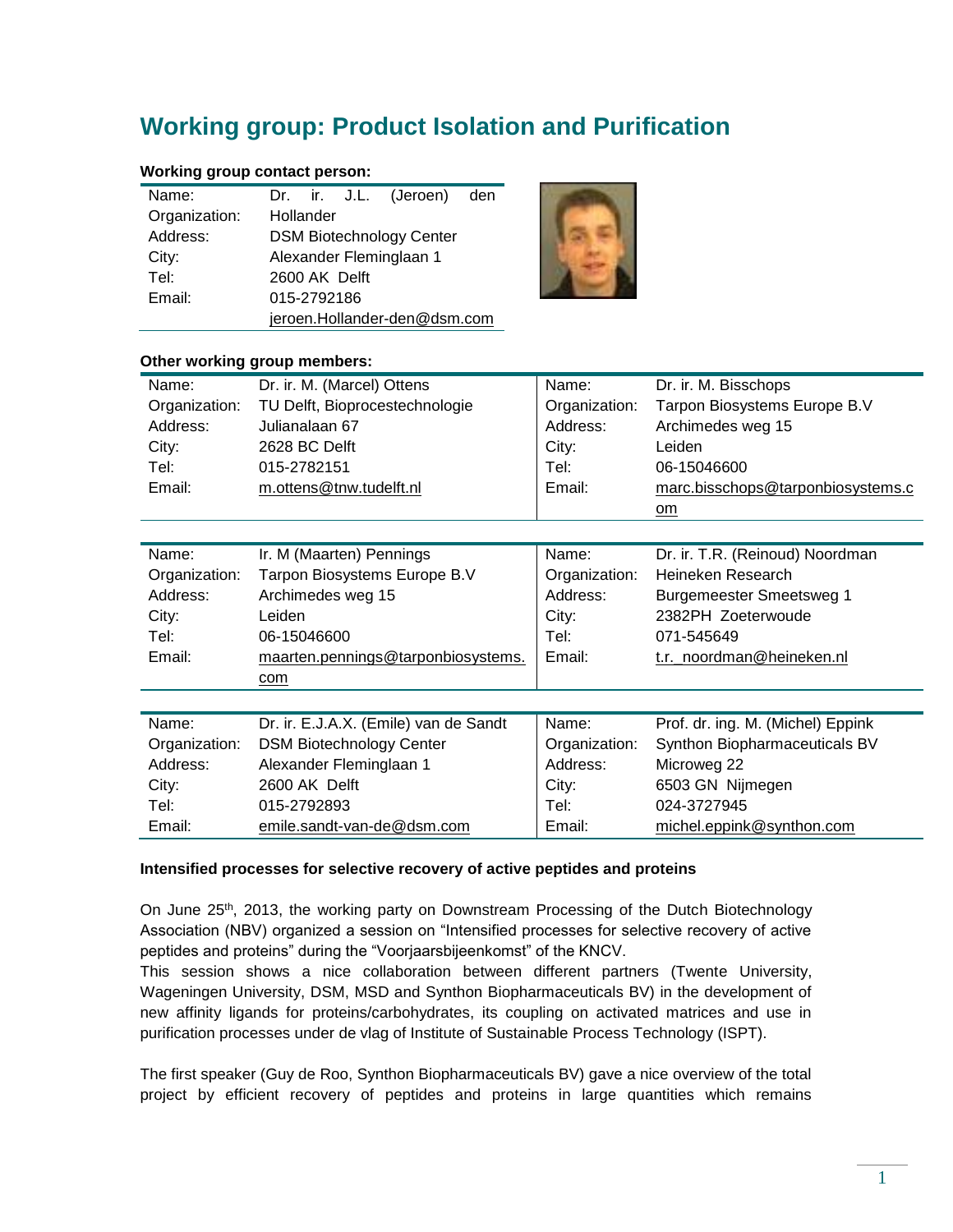# Working group: Product Isolation and Purification

**Working group contact person:**

| | |
|---|---|
| Name: | Dr. ir. J.L. (Jeroen) den Hollander |
| Organization: | DSM Biotechnology Center |
| Address: | Alexander Fleminglaan 1 |
| City: | 2600 AK Delft |
| Tel: | 015-2792186 |
| Email: | jeroen.Hollander-den@dsm.com |

**Other working group members:**

| | | | |
|---|---|---|---|
| Name: | Dr. ir. M. (Marcel) Ottens | Name: | Dr. ir. M. Bisschops |
| Organization: | TU Delft, Bioprocestechnologie | Organization: | Tarpon Biosystems Europe B.V |
| Address: | Julianalaan 67 | Address: | Archimedes weg 15 |
| City: | 2628 BC Delft | City: | Leiden |
| Tel: | 015-2782151 | Tel: | 06-15046600 |
| Email: | m.ottens@tnw.tudelft.nl | Email: | marc.bisschops@tarponbiosystems.com |

| | | | |
|---|---|---|---|
| Name: | Ir. M (Maarten) Pennings | Name: | Dr. ir. T.R. (Reinoud) Noordman |
| Organization: | Tarpon Biosystems Europe B.V | Organization: | Heineken Research |
| Address: | Archimedes weg 15 | Address: | Burgemeester Smeetsweg 1 |
| City: | Leiden | City: | 2382PH Zoeterwoude |
| Tel: | 06-15046600 | Tel: | 071-545649 |
| Email: | maarten.pennings@tarponbiosystems.com | Email: | t.r._noordman@heineken.nl |

| | | | |
|---|---|---|---|
| Name: | Dr. ir. E.J.A.X. (Emile) van de Sandt | Name: | Prof. dr. ing. M. (Michel) Eppink |
| Organization: | DSM Biotechnology Center | Organization: | Synthon Biopharmaceuticals BV |
| Address: | Alexander Fleminglaan 1 | Address: | Microweg 22 |
| City: | 2600 AK Delft | City: | 6503 GN Nijmegen |
| Tel: | 015-2792893 | Tel: | 024-3727945 |
| Email: | emile.sandt-van-de@dsm.com | Email: | michel.eppink@synthon.com |

**Intensified processes for selective recovery of active peptides and proteins**

On June 25th, 2013, the working party on Downstream Processing of the Dutch Biotechnology Association (NBV) organized a session on "Intensified processes for selective recovery of active peptides and proteins" during the "Voorjaarsbijeenkomst" of the KNCV.
This session shows a nice collaboration between different partners (Twente University, Wageningen University, DSM, MSD and Synthon Biopharmaceuticals BV) in the development of new affinity ligands for proteins/carbohydrates, its coupling on activated matrices and use in purification processes under de vlag of Institute of Sustainable Process Technology (ISPT).

The first speaker (Guy de Roo, Synthon Biopharmaceuticals BV) gave a nice overview of the total project by efficient recovery of peptides and proteins in large quantities which remains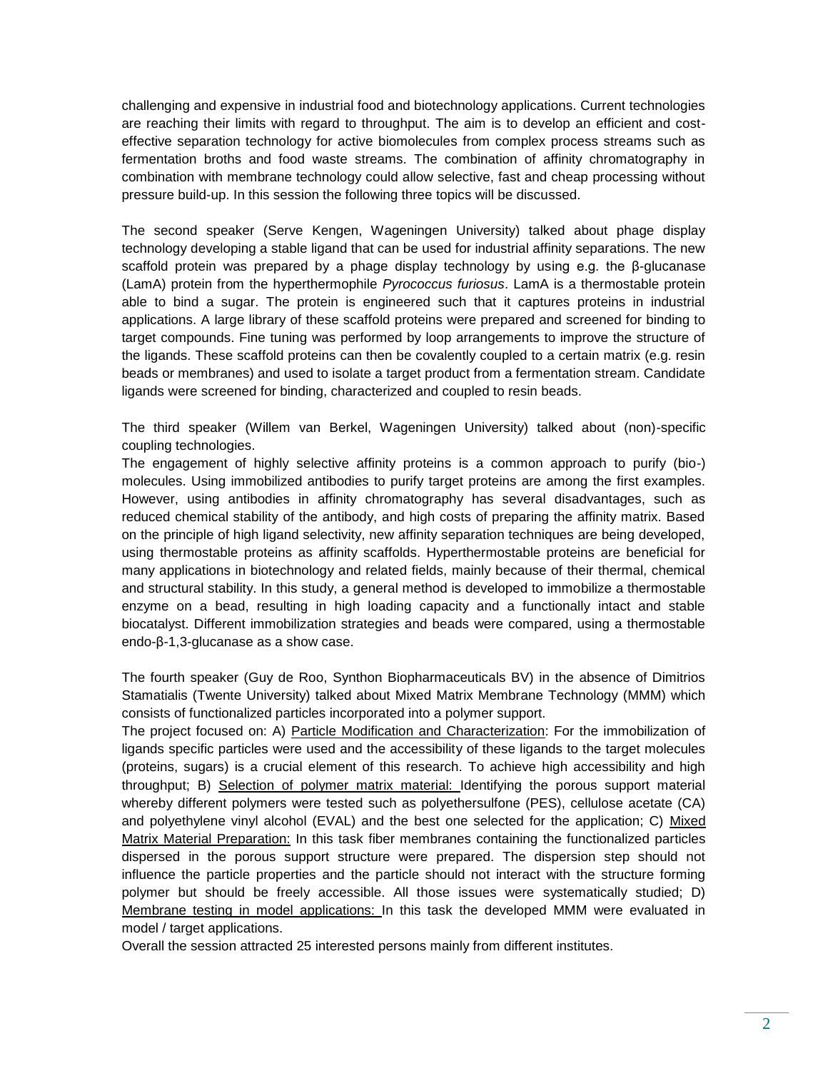challenging and expensive in industrial food and biotechnology applications. Current technologies are reaching their limits with regard to throughput. The aim is to develop an efficient and cost-effective separation technology for active biomolecules from complex process streams such as fermentation broths and food waste streams. The combination of affinity chromatography in combination with membrane technology could allow selective, fast and cheap processing without pressure build-up. In this session the following three topics will be discussed.

The second speaker (Serve Kengen, Wageningen University) talked about phage display technology developing a stable ligand that can be used for industrial affinity separations. The new scaffold protein was prepared by a phage display technology by using e.g. the β-glucanase (LamA) protein from the hyperthermophile *Pyrococcus furiosus*. LamA is a thermostable protein able to bind a sugar. The protein is engineered such that it captures proteins in industrial applications. A large library of these scaffold proteins were prepared and screened for binding to target compounds. Fine tuning was performed by loop arrangements to improve the structure of the ligands. These scaffold proteins can then be covalently coupled to a certain matrix (e.g. resin beads or membranes) and used to isolate a target product from a fermentation stream. Candidate ligands were screened for binding, characterized and coupled to resin beads.

The third speaker (Willem van Berkel, Wageningen University) talked about (non)-specific coupling technologies.

The engagement of highly selective affinity proteins is a common approach to purify (bio-) molecules. Using immobilized antibodies to purify target proteins are among the first examples. However, using antibodies in affinity chromatography has several disadvantages, such as reduced chemical stability of the antibody, and high costs of preparing the affinity matrix. Based on the principle of high ligand selectivity, new affinity separation techniques are being developed, using thermostable proteins as affinity scaffolds. Hyperthermostable proteins are beneficial for many applications in biotechnology and related fields, mainly because of their thermal, chemical and structural stability. In this study, a general method is developed to immobilize a thermostable enzyme on a bead, resulting in high loading capacity and a functionally intact and stable biocatalyst. Different immobilization strategies and beads were compared, using a thermostable endo-β-1,3-glucanase as a show case.

The fourth speaker (Guy de Roo, Synthon Biopharmaceuticals BV) in the absence of Dimitrios Stamatialis (Twente University) talked about Mixed Matrix Membrane Technology (MMM) which consists of functionalized particles incorporated into a polymer support.

The project focused on: A) Particle Modification and Characterization: For the immobilization of ligands specific particles were used and the accessibility of these ligands to the target molecules (proteins, sugars) is a crucial element of this research. To achieve high accessibility and high throughput; B) Selection of polymer matrix material: Identifying the porous support material whereby different polymers were tested such as polyethersulfone (PES), cellulose acetate (CA) and polyethylene vinyl alcohol (EVAL) and the best one selected for the application; C) Mixed Matrix Material Preparation: In this task fiber membranes containing the functionalized particles dispersed in the porous support structure were prepared. The dispersion step should not influence the particle properties and the particle should not interact with the structure forming polymer but should be freely accessible. All those issues were systematically studied; D) Membrane testing in model applications: In this task the developed MMM were evaluated in model / target applications.

Overall the session attracted 25 interested persons mainly from different institutes.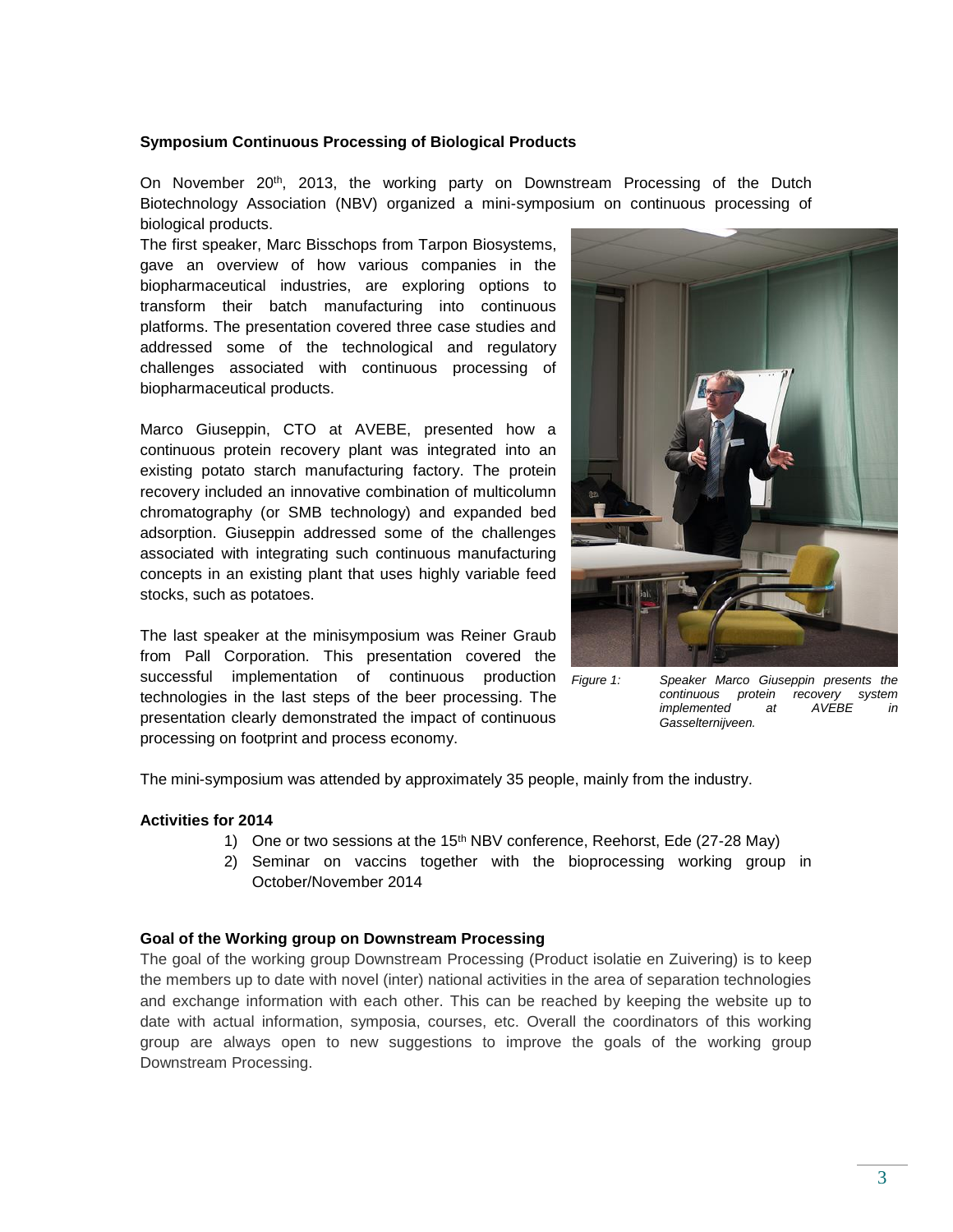**Symposium Continuous Processing of Biological Products**

On November 20th, 2013, the working party on Downstream Processing of the Dutch Biotechnology Association (NBV) organized a mini-symposium on continuous processing of biological products.

The first speaker, Marc Bisschops from Tarpon Biosystems, gave an overview of how various companies in the biopharmaceutical industries, are exploring options to transform their batch manufacturing into continuous platforms. The presentation covered three case studies and addressed some of the technological and regulatory challenges associated with continuous processing of biopharmaceutical products.

Marco Giuseppin, CTO at AVEBE, presented how a continuous protein recovery plant was integrated into an existing potato starch manufacturing factory. The protein recovery included an innovative combination of multicolumn chromatography (or SMB technology) and expanded bed adsorption. Giuseppin addressed some of the challenges associated with integrating such continuous manufacturing concepts in an existing plant that uses highly variable feed stocks, such as potatoes.

The last speaker at the minisymposium was Reiner Graub from Pall Corporation. This presentation covered the successful implementation of continuous production technologies in the last steps of the beer processing. The presentation clearly demonstrated the impact of continuous processing on footprint and process economy.

*Figure 1: Speaker Marco Giuseppin presents the continuous protein recovery system implemented at AVEBE in Gasselternijveen.*

The mini-symposium was attended by approximately 35 people, mainly from the industry.

**Activities for 2014**

1) One or two sessions at the 15th NBV conference, Reehorst, Ede (27-28 May)
2) Seminar on vaccins together with the bioprocessing working group in October/November 2014

**Goal of the Working group on Downstream Processing**

The goal of the working group Downstream Processing (Product isolatie en Zuivering) is to keep the members up to date with novel (inter) national activities in the area of separation technologies and exchange information with each other. This can be reached by keeping the website up to date with actual information, symposia, courses, etc. Overall the coordinators of this working group are always open to new suggestions to improve the goals of the working group Downstream Processing.